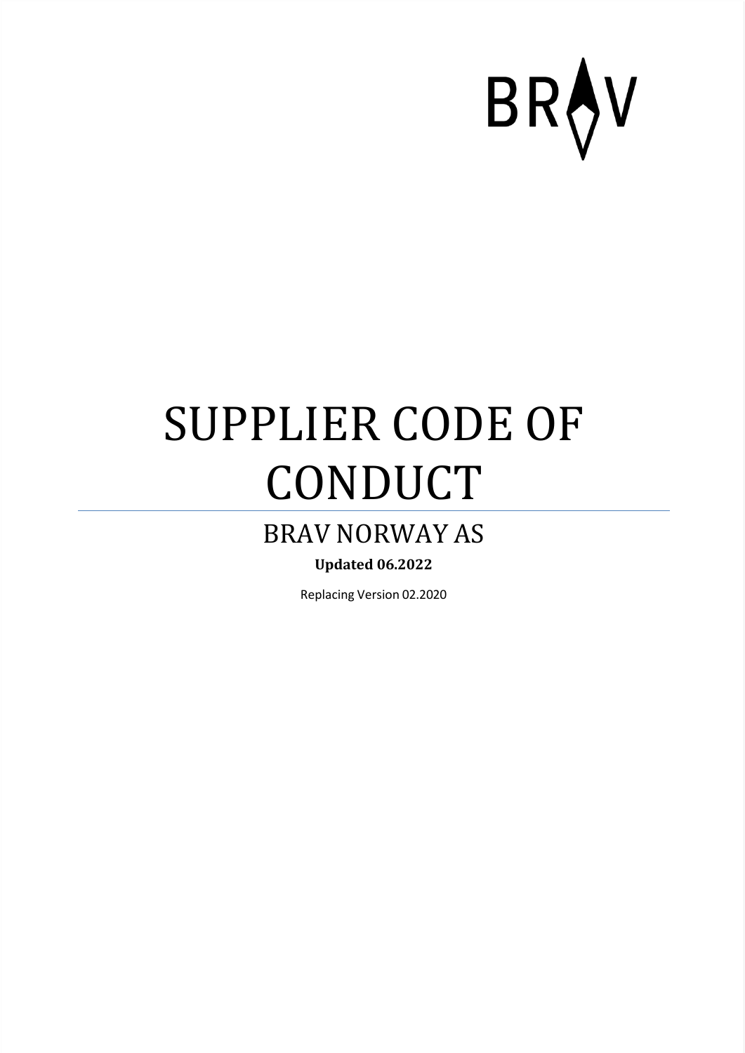BRAV

# SUPPLIER CODE OF CONDUCT

## BRAV NORWAY AS

**Updated 06.2022**

Replacing Version 02.2020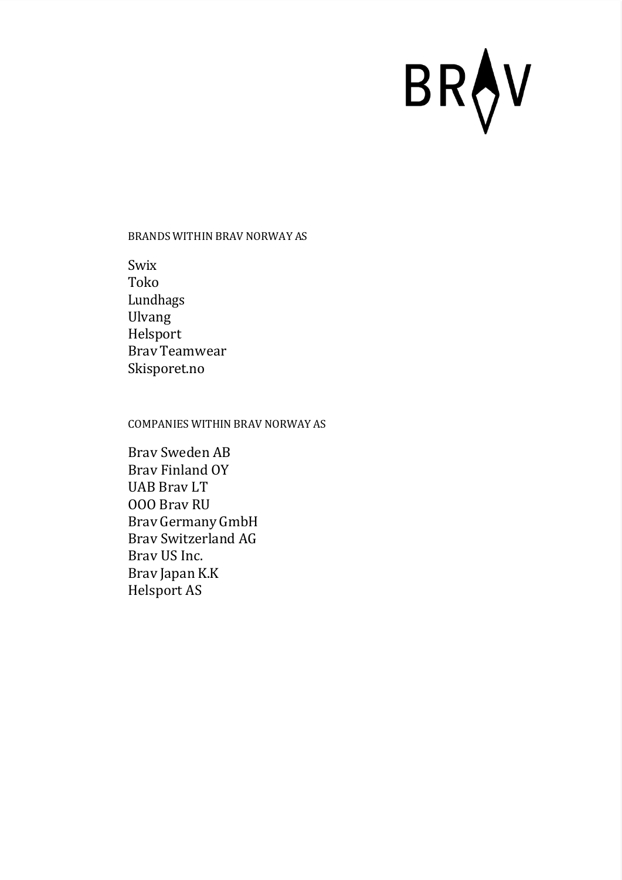BRAV

BRANDS WITHIN BRAV NORWAY AS

Swix
Toko
Lundhags
Ulvang
Helsport
Brav Teamwear
Skisporet.no

COMPANIES WITHIN BRAV NORWAY AS

Brav Sweden AB
Brav Finland OY
UAB Brav LT
OOO Brav RU
Brav Germany GmbH
Brav Switzerland AG
Brav US Inc.
Brav Japan K.K
Helsport AS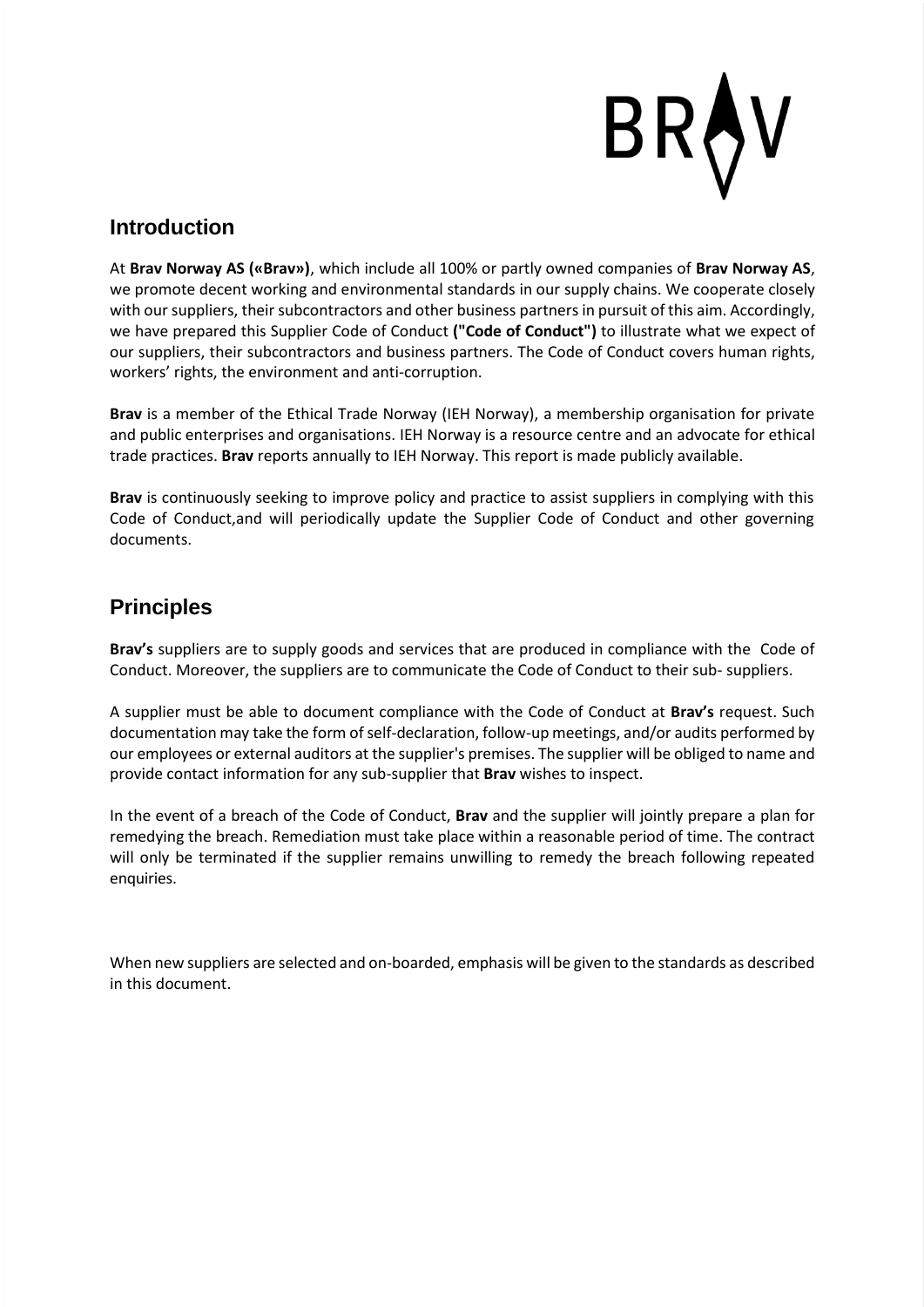## Introduction

At **Brav Norway AS («Brav»)**, which include all 100% or partly owned companies of **Brav Norway AS**, we promote decent working and environmental standards in our supply chains. We cooperate closely with our suppliers, their subcontractors and other business partners in pursuit of this aim. Accordingly, we have prepared this Supplier Code of Conduct **("Code of Conduct")** to illustrate what we expect of our suppliers, their subcontractors and business partners. The Code of Conduct covers human rights, workers' rights, the environment and anti-corruption.

**Brav** is a member of the Ethical Trade Norway (IEH Norway), a membership organisation for private and public enterprises and organisations. IEH Norway is a resource centre and an advocate for ethical trade practices. **Brav** reports annually to IEH Norway. This report is made publicly available.

**Brav** is continuously seeking to improve policy and practice to assist suppliers in complying with this Code of Conduct,and will periodically update the Supplier Code of Conduct and other governing documents.

## Principles

**Brav's** suppliers are to supply goods and services that are produced in compliance with the Code of Conduct. Moreover, the suppliers are to communicate the Code of Conduct to their sub- suppliers.

A supplier must be able to document compliance with the Code of Conduct at **Brav's** request. Such documentation may take the form of self-declaration, follow-up meetings, and/or audits performed by our employees or external auditors at the supplier's premises. The supplier will be obliged to name and provide contact information for any sub-supplier that **Brav** wishes to inspect.

In the event of a breach of the Code of Conduct, **Brav** and the supplier will jointly prepare a plan for remedying the breach. Remediation must take place within a reasonable period of time. The contract will only be terminated if the supplier remains unwilling to remedy the breach following repeated enquiries.

When new suppliers are selected and on-boarded, emphasis will be given to the standards as described in this document.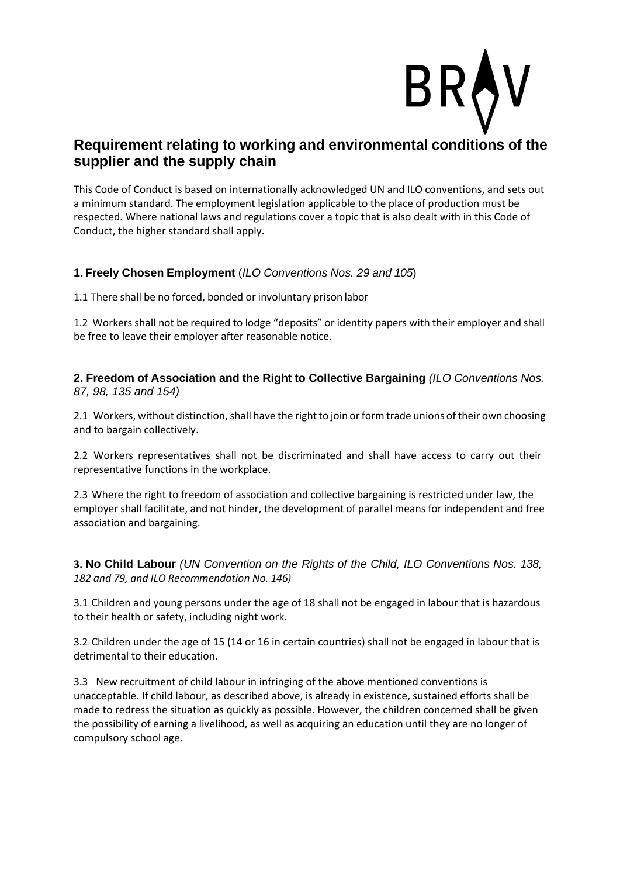## Requirement relating to working and environmental conditions of the supplier and the supply chain

This Code of Conduct is based on internationally acknowledged UN and ILO conventions, and sets out a minimum standard. The employment legislation applicable to the place of production must be respected. Where national laws and regulations cover a topic that is also dealt with in this Code of Conduct, the higher standard shall apply.

### 1. Freely Chosen Employment (*ILO Conventions Nos. 29 and 105*)

1.1 There shall be no forced, bonded or involuntary prison labor

1.2 Workers shall not be required to lodge "deposits" or identity papers with their employer and shall be free to leave their employer after reasonable notice.

### 2. Freedom of Association and the Right to Collective Bargaining *(ILO Conventions Nos. 87, 98, 135 and 154)*

2.1 Workers, without distinction, shall have the right to join or form trade unions of their own choosing and to bargain collectively.

2.2 Workers representatives shall not be discriminated and shall have access to carry out their representative functions in the workplace.

2.3 Where the right to freedom of association and collective bargaining is restricted under law, the employer shall facilitate, and not hinder, the development of parallel means for independent and free association and bargaining.

### 3. No Child Labour *(UN Convention on the Rights of the Child, ILO Conventions Nos. 138, 182 and 79, and ILO Recommendation No. 146)*

3.1 Children and young persons under the age of 18 shall not be engaged in labour that is hazardous to their health or safety, including night work.

3.2 Children under the age of 15 (14 or 16 in certain countries) shall not be engaged in labour that is detrimental to their education.

3.3 New recruitment of child labour in infringing of the above mentioned conventions is unacceptable. If child labour, as described above, is already in existence, sustained efforts shall be made to redress the situation as quickly as possible. However, the children concerned shall be given the possibility of earning a livelihood, as well as acquiring an education until they are no longer of compulsory school age.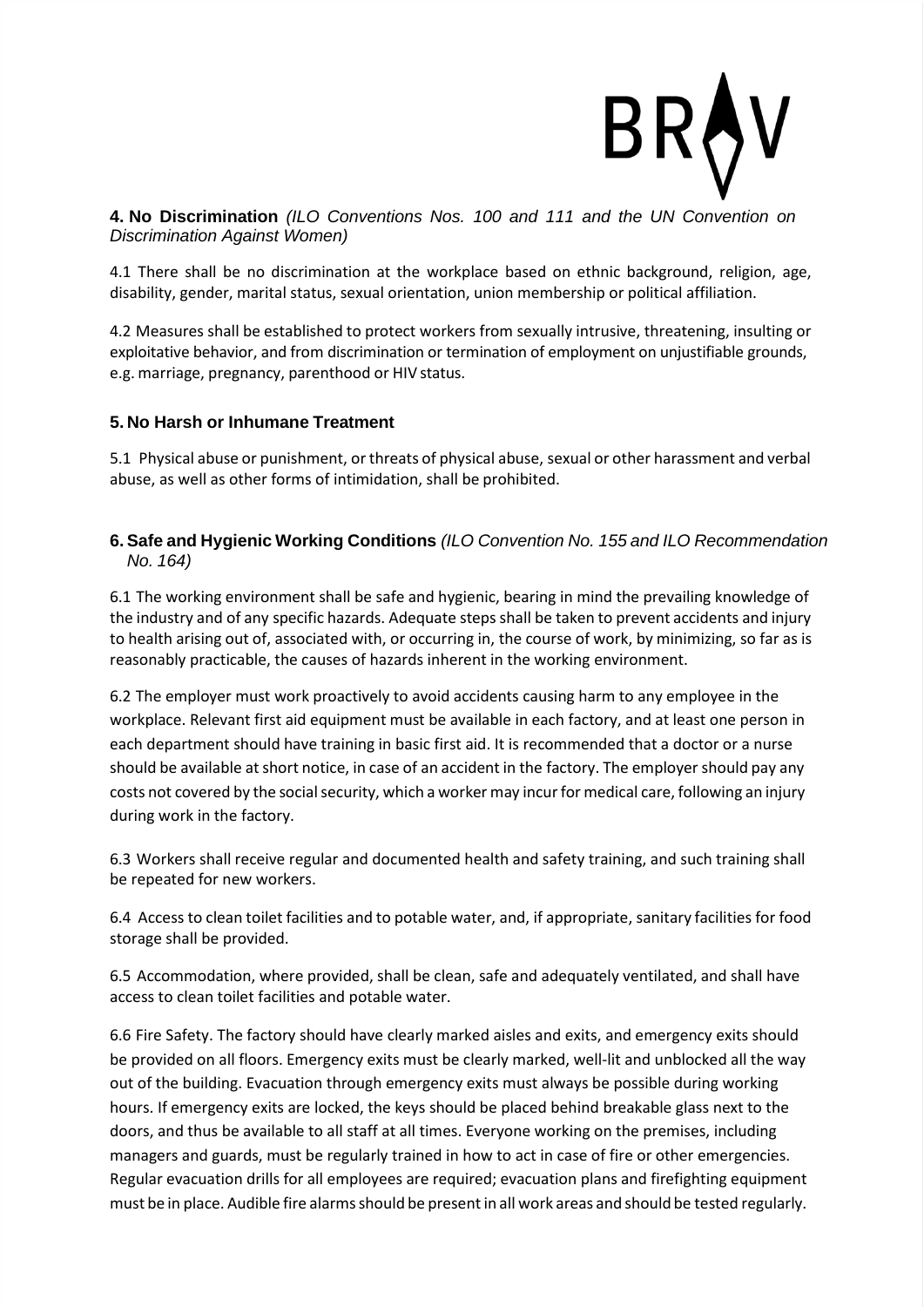## 4. No Discrimination *(ILO Conventions Nos. 100 and 111 and the UN Convention on Discrimination Against Women)*

4.1 There shall be no discrimination at the workplace based on ethnic background, religion, age, disability, gender, marital status, sexual orientation, union membership or political affiliation.

4.2 Measures shall be established to protect workers from sexually intrusive, threatening, insulting or exploitative behavior, and from discrimination or termination of employment on unjustifiable grounds, e.g. marriage, pregnancy, parenthood or HIV status.

## 5. No Harsh or Inhumane Treatment

5.1 Physical abuse or punishment, or threats of physical abuse, sexual or other harassment and verbal abuse, as well as other forms of intimidation, shall be prohibited.

## 6. Safe and Hygienic Working Conditions *(ILO Convention No. 155 and ILO Recommendation No. 164)*

6.1 The working environment shall be safe and hygienic, bearing in mind the prevailing knowledge of the industry and of any specific hazards. Adequate steps shall be taken to prevent accidents and injury to health arising out of, associated with, or occurring in, the course of work, by minimizing, so far as is reasonably practicable, the causes of hazards inherent in the working environment.

6.2 The employer must work proactively to avoid accidents causing harm to any employee in the workplace. Relevant first aid equipment must be available in each factory, and at least one person in each department should have training in basic first aid. It is recommended that a doctor or a nurse should be available at short notice, in case of an accident in the factory. The employer should pay any costs not covered by the social security, which a worker may incur for medical care, following an injury during work in the factory.

6.3 Workers shall receive regular and documented health and safety training, and such training shall be repeated for new workers.

6.4 Access to clean toilet facilities and to potable water, and, if appropriate, sanitary facilities for food storage shall be provided.

6.5 Accommodation, where provided, shall be clean, safe and adequately ventilated, and shall have access to clean toilet facilities and potable water.

6.6 Fire Safety. The factory should have clearly marked aisles and exits, and emergency exits should be provided on all floors. Emergency exits must be clearly marked, well-lit and unblocked all the way out of the building. Evacuation through emergency exits must always be possible during working hours. If emergency exits are locked, the keys should be placed behind breakable glass next to the doors, and thus be available to all staff at all times. Everyone working on the premises, including managers and guards, must be regularly trained in how to act in case of fire or other emergencies. Regular evacuation drills for all employees are required; evacuation plans and firefighting equipment must be in place. Audible fire alarms should be present in all work areas and should be tested regularly.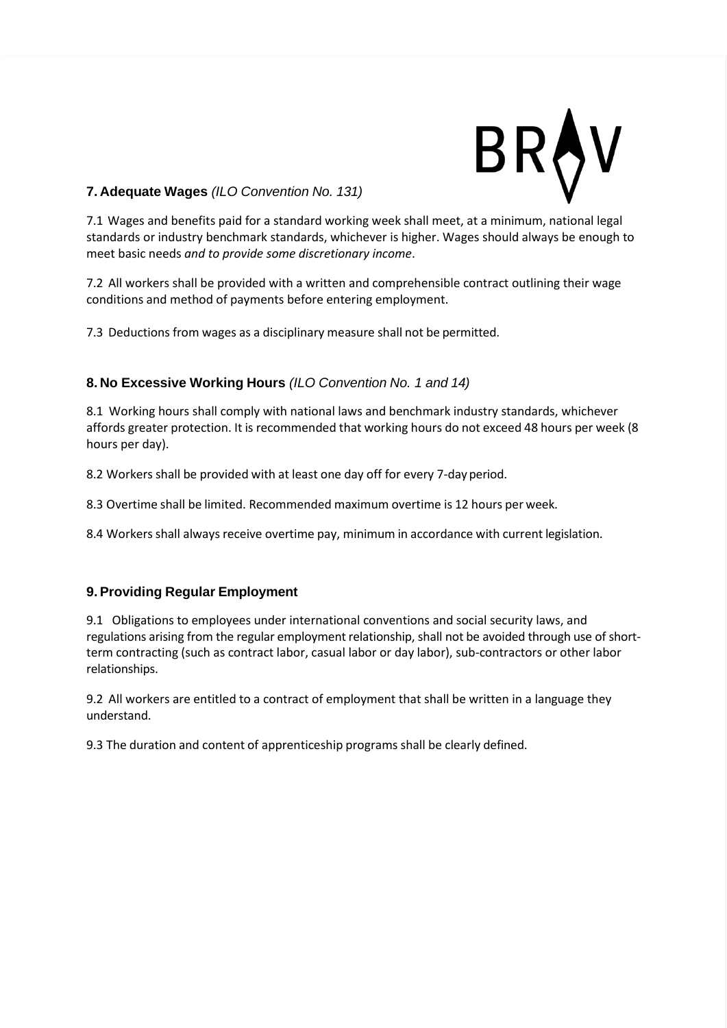## 7. Adequate Wages *(ILO Convention No. 131)*

7.1 Wages and benefits paid for a standard working week shall meet, at a minimum, national legal standards or industry benchmark standards, whichever is higher. Wages should always be enough to meet basic needs *and to provide some discretionary income*.

7.2 All workers shall be provided with a written and comprehensible contract outlining their wage conditions and method of payments before entering employment.

7.3 Deductions from wages as a disciplinary measure shall not be permitted.

## 8. No Excessive Working Hours *(ILO Convention No. 1 and 14)*

8.1 Working hours shall comply with national laws and benchmark industry standards, whichever affords greater protection. It is recommended that working hours do not exceed 48 hours per week (8 hours per day).

8.2 Workers shall be provided with at least one day off for every 7-day period.

8.3 Overtime shall be limited. Recommended maximum overtime is 12 hours per week.

8.4 Workers shall always receive overtime pay, minimum in accordance with current legislation.

## 9. Providing Regular Employment

9.1 Obligations to employees under international conventions and social security laws, and regulations arising from the regular employment relationship, shall not be avoided through use of short-term contracting (such as contract labor, casual labor or day labor), sub-contractors or other labor relationships.

9.2 All workers are entitled to a contract of employment that shall be written in a language they understand.

9.3 The duration and content of apprenticeship programs shall be clearly defined.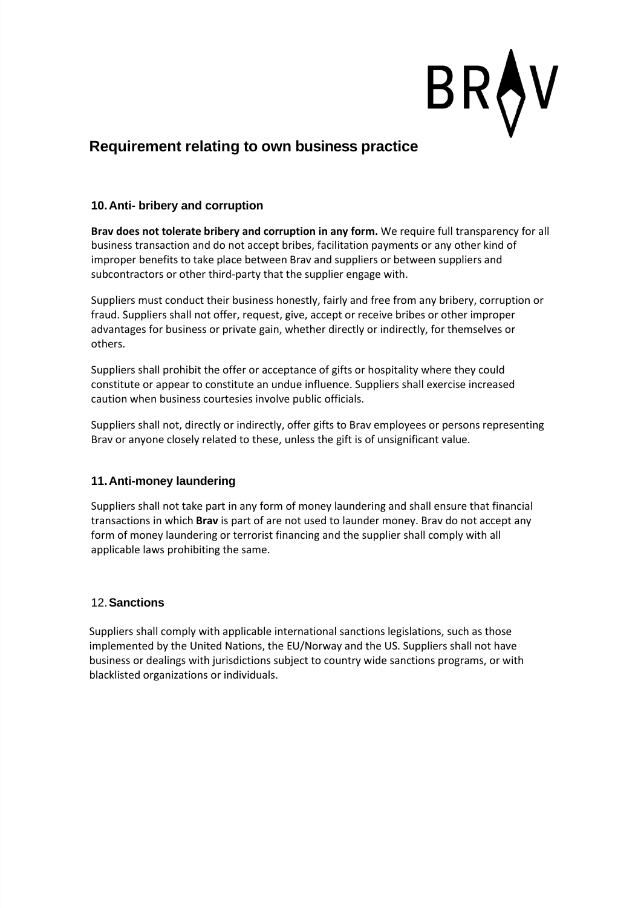BRAV

## Requirement relating to own business practice

### 10. Anti- bribery and corruption

**Brav does not tolerate bribery and corruption in any form.** We require full transparency for all business transaction and do not accept bribes, facilitation payments or any other kind of improper benefits to take place between Brav and suppliers or between suppliers and subcontractors or other third-party that the supplier engage with.

Suppliers must conduct their business honestly, fairly and free from any bribery, corruption or fraud. Suppliers shall not offer, request, give, accept or receive bribes or other improper advantages for business or private gain, whether directly or indirectly, for themselves or others.

Suppliers shall prohibit the offer or acceptance of gifts or hospitality where they could constitute or appear to constitute an undue influence. Suppliers shall exercise increased caution when business courtesies involve public officials.

Suppliers shall not, directly or indirectly, offer gifts to Brav employees or persons representing Brav or anyone closely related to these, unless the gift is of unsignificant value.

### 11. Anti-money laundering

Suppliers shall not take part in any form of money laundering and shall ensure that financial transactions in which **Brav** is part of are not used to launder money. Brav do not accept any form of money laundering or terrorist financing and the supplier shall comply with all applicable laws prohibiting the same.

### 12. Sanctions

Suppliers shall comply with applicable international sanctions legislations, such as those implemented by the United Nations, the EU/Norway and the US. Suppliers shall not have business or dealings with jurisdictions subject to country wide sanctions programs, or with blacklisted organizations or individuals.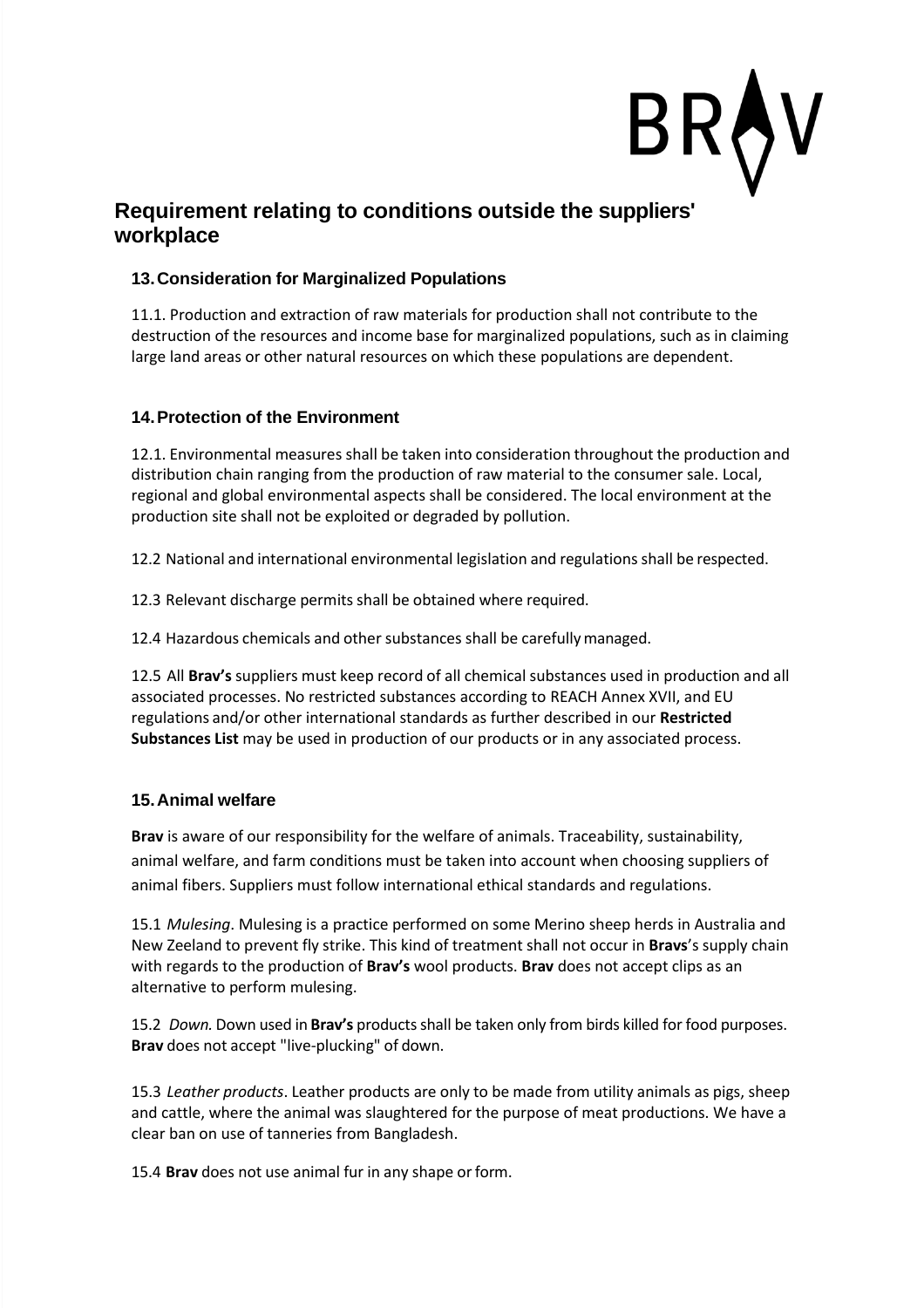## Requirement relating to conditions outside the suppliers' workplace

### 13. Consideration for Marginalized Populations

11.1. Production and extraction of raw materials for production shall not contribute to the destruction of the resources and income base for marginalized populations, such as in claiming large land areas or other natural resources on which these populations are dependent.

### 14. Protection of the Environment

12.1. Environmental measures shall be taken into consideration throughout the production and distribution chain ranging from the production of raw material to the consumer sale. Local, regional and global environmental aspects shall be considered. The local environment at the production site shall not be exploited or degraded by pollution.

12.2 National and international environmental legislation and regulations shall be respected.

12.3 Relevant discharge permits shall be obtained where required.

12.4 Hazardous chemicals and other substances shall be carefully managed.

12.5 All **Brav's** suppliers must keep record of all chemical substances used in production and all associated processes. No restricted substances according to REACH Annex XVII, and EU regulations and/or other international standards as further described in our **Restricted Substances List** may be used in production of our products or in any associated process.

### 15. Animal welfare

**Brav** is aware of our responsibility for the welfare of animals. Traceability, sustainability, animal welfare, and farm conditions must be taken into account when choosing suppliers of animal fibers. Suppliers must follow international ethical standards and regulations.

15.1 *Mulesing*. Mulesing is a practice performed on some Merino sheep herds in Australia and New Zeeland to prevent fly strike. This kind of treatment shall not occur in **Bravs**'s supply chain with regards to the production of **Brav's** wool products. **Brav** does not accept clips as an alternative to perform mulesing.

15.2 *Down.* Down used in **Brav's** products shall be taken only from birds killed for food purposes. **Brav** does not accept "live-plucking" of down.

15.3 *Leather products*. Leather products are only to be made from utility animals as pigs, sheep and cattle, where the animal was slaughtered for the purpose of meat productions. We have a clear ban on use of tanneries from Bangladesh.

15.4 **Brav** does not use animal fur in any shape or form.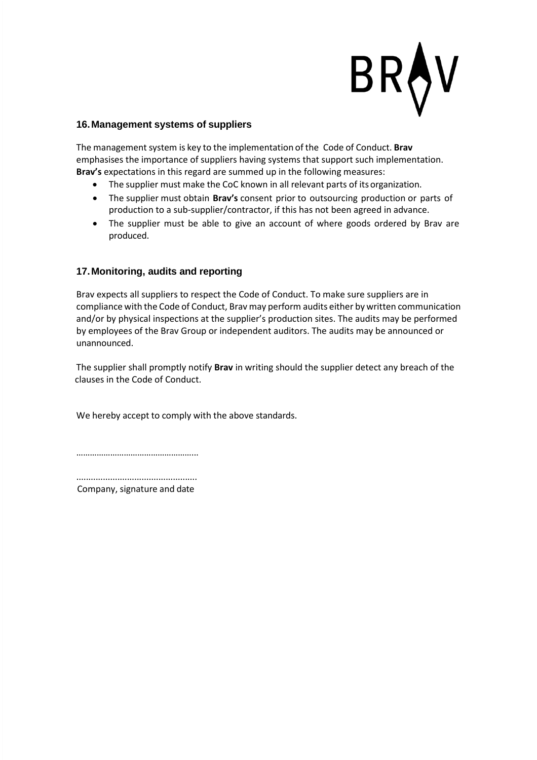## 16. Management systems of suppliers

The management system is key to the implementation of the Code of Conduct. **Brav** emphasises the importance of suppliers having systems that support such implementation. **Brav's** expectations in this regard are summed up in the following measures:

- The supplier must make the CoC known in all relevant parts of its organization.
- The supplier must obtain **Brav's** consent prior to outsourcing production or parts of production to a sub-supplier/contractor, if this has not been agreed in advance.
- The supplier must be able to give an account of where goods ordered by Brav are produced.

## 17. Monitoring, audits and reporting

Brav expects all suppliers to respect the Code of Conduct. To make sure suppliers are in compliance with the Code of Conduct, Brav may perform audits either by written communication and/or by physical inspections at the supplier's production sites. The audits may be performed by employees of the Brav Group or independent auditors. The audits may be announced or unannounced.

The supplier shall promptly notify **Brav** in writing should the supplier detect any breach of the clauses in the Code of Conduct.

We hereby accept to comply with the above standards.

……………………………………………..

…………………………………………..
Company, signature and date